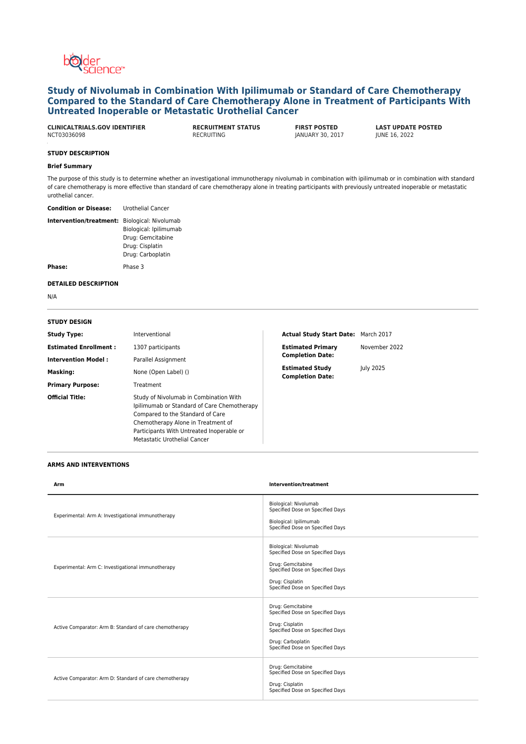# Study of Nivolumab in Combination With Ipilimumab or Standard of Care Chemotherapy Compared to the Standard of Care Chemotherapy Alone in Treatment of Participants With Untreated Inoperable or Metastatic Urothelial Cancer

| CLINICALTRIALS.GOV IDENTIFIER | RECRUITMENT STATUS | FIRST POSTED | LAST UPDATE POSTED |
|---|---|---|---|
| NCT03036098 | RECRUITING | JANUARY 30, 2017 | JUNE 16, 2022 |

## STUDY DESCRIPTION

### Brief Summary

The purpose of this study is to determine whether an investigational immunotherapy nivolumab in combination with ipilimumab or in combination with standard of care chemotherapy is more effective than standard of care chemotherapy alone in treating participants with previously untreated inoperable or metastatic urothelial cancer.

**Condition or Disease:** Urothelial Cancer

**Intervention/treatment:** Biological: Nivolumab
Biological: Ipilimumab
Drug: Gemcitabine
Drug: Cisplatin
Drug: Carboplatin

**Phase:** Phase 3

## DETAILED DESCRIPTION

N/A

## STUDY DESIGN

**Study Type:** Interventional

**Estimated Enrollment :** 1307 participants

**Intervention Model :** Parallel Assignment

**Masking:** None (Open Label) ()

**Primary Purpose:** Treatment

**Official Title:** Study of Nivolumab in Combination With Ipilimumab or Standard of Care Chemotherapy Compared to the Standard of Care Chemotherapy Alone in Treatment of Participants With Untreated Inoperable or Metastatic Urothelial Cancer

**Actual Study Start Date:** March 2017

**Estimated Primary Completion Date:** November 2022

**Estimated Study Completion Date:** July 2025

## ARMS AND INTERVENTIONS

| Arm | Intervention/treatment |
|---|---|
| Experimental: Arm A: Investigational immunotherapy | Biological: Nivolumab<br>Specified Dose on Specified Days<br><br>Biological: Ipilimumab<br>Specified Dose on Specified Days |
| Experimental: Arm C: Investigational immunotherapy | Biological: Nivolumab<br>Specified Dose on Specified Days<br><br>Drug: Gemcitabine<br>Specified Dose on Specified Days<br><br>Drug: Cisplatin<br>Specified Dose on Specified Days |
| Active Comparator: Arm B: Standard of care chemotherapy | Drug: Gemcitabine<br>Specified Dose on Specified Days<br><br>Drug: Cisplatin<br>Specified Dose on Specified Days<br><br>Drug: Carboplatin<br>Specified Dose on Specified Days |
| Active Comparator: Arm D: Standard of care chemotherapy | Drug: Gemcitabine<br>Specified Dose on Specified Days<br><br>Drug: Cisplatin<br>Specified Dose on Specified Days |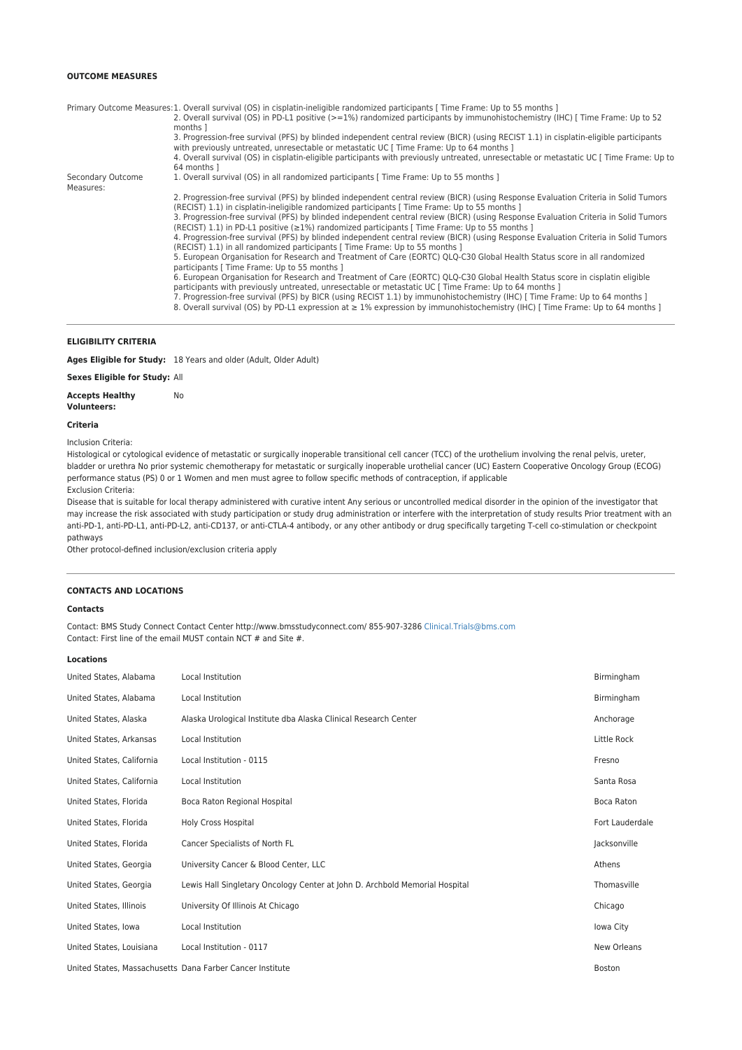### OUTCOME MEASURES

| | |
|---|---|
| Primary Outcome Measures: | 1. Overall survival (OS) in cisplatin-ineligible randomized participants [ Time Frame: Up to 55 months ]<br>2. Overall survival (OS) in PD-L1 positive (>=1%) randomized participants by immunohistochemistry (IHC) [ Time Frame: Up to 52 months ]<br>3. Progression-free survival (PFS) by blinded independent central review (BICR) (using RECIST 1.1) in cisplatin-eligible participants with previously untreated, unresectable or metastatic UC [ Time Frame: Up to 64 months ]<br>4. Overall survival (OS) in cisplatin-eligible participants with previously untreated, unresectable or metastatic UC [ Time Frame: Up to 64 months ] |
| Secondary Outcome Measures: | 1. Overall survival (OS) in all randomized participants [ Time Frame: Up to 55 months ]<br>2. Progression-free survival (PFS) by blinded independent central review (BICR) (using Response Evaluation Criteria in Solid Tumors (RECIST) 1.1) in cisplatin-ineligible randomized participants [ Time Frame: Up to 55 months ]<br>3. Progression-free survival (PFS) by blinded independent central review (BICR) (using Response Evaluation Criteria in Solid Tumors (RECIST) 1.1) in PD-L1 positive (≥1%) randomized participants [ Time Frame: Up to 55 months ]<br>4. Progression-free survival (PFS) by blinded independent central review (BICR) (using Response Evaluation Criteria in Solid Tumors (RECIST) 1.1) in all randomized participants [ Time Frame: Up to 55 months ]<br>5. European Organisation for Research and Treatment of Care (EORTC) QLQ-C30 Global Health Status score in all randomized participants [ Time Frame: Up to 55 months ]<br>6. European Organisation for Research and Treatment of Care (EORTC) QLQ-C30 Global Health Status score in cisplatin eligible participants with previously untreated, unresectable or metastatic UC [ Time Frame: Up to 64 months ]<br>7. Progression-free survival (PFS) by BICR (using RECIST 1.1) by immunohistochemistry (IHC) [ Time Frame: Up to 64 months ]<br>8. Overall survival (OS) by PD-L1 expression at ≥ 1% expression by immunohistochemistry (IHC) [ Time Frame: Up to 64 months ] |

### ELIGIBILITY CRITERIA

**Ages Eligible for Study:** 18 Years and older (Adult, Older Adult)

**Sexes Eligible for Study:** All

**Accepts Healthy Volunteers:** No

#### Criteria

Inclusion Criteria:

Histological or cytological evidence of metastatic or surgically inoperable transitional cell cancer (TCC) of the urothelium involving the renal pelvis, ureter, bladder or urethra No prior systemic chemotherapy for metastatic or surgically inoperable urothelial cancer (UC) Eastern Cooperative Oncology Group (ECOG) performance status (PS) 0 or 1 Women and men must agree to follow specific methods of contraception, if applicable

Exclusion Criteria:

Disease that is suitable for local therapy administered with curative intent Any serious or uncontrolled medical disorder in the opinion of the investigator that may increase the risk associated with study participation or study drug administration or interfere with the interpretation of study results Prior treatment with an anti-PD-1, anti-PD-L1, anti-PD-L2, anti-CD137, or anti-CTLA-4 antibody, or any other antibody or drug specifically targeting T-cell co-stimulation or checkpoint pathways

Other protocol-defined inclusion/exclusion criteria apply

### CONTACTS AND LOCATIONS

#### Contacts

Contact: BMS Study Connect Contact Center http://www.bmsstudyconnect.com/ 855-907-3286 Clinical.Trials@bms.com

Contact: First line of the email MUST contain NCT # and Site #.

#### Locations

| | | |
|---|---|---|
| United States, Alabama | Local Institution | Birmingham |
| United States, Alabama | Local Institution | Birmingham |
| United States, Alaska | Alaska Urological Institute dba Alaska Clinical Research Center | Anchorage |
| United States, Arkansas | Local Institution | Little Rock |
| United States, California | Local Institution - 0115 | Fresno |
| United States, California | Local Institution | Santa Rosa |
| United States, Florida | Boca Raton Regional Hospital | Boca Raton |
| United States, Florida | Holy Cross Hospital | Fort Lauderdale |
| United States, Florida | Cancer Specialists of North FL | Jacksonville |
| United States, Georgia | University Cancer & Blood Center, LLC | Athens |
| United States, Georgia | Lewis Hall Singletary Oncology Center at John D. Archbold Memorial Hospital | Thomasville |
| United States, Illinois | University Of Illinois At Chicago | Chicago |
| United States, Iowa | Local Institution | Iowa City |
| United States, Louisiana | Local Institution - 0117 | New Orleans |
| United States, Massachusetts | Dana Farber Cancer Institute | Boston |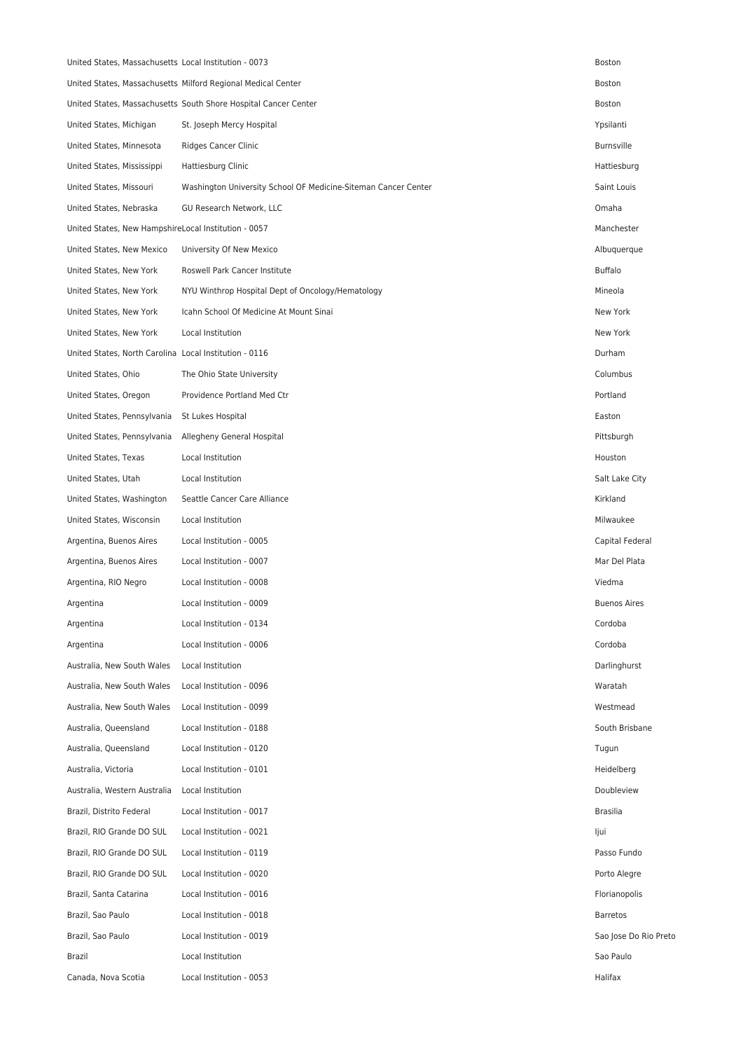| | | |
|---|---|---|
| United States, Massachusetts | Local Institution - 0073 | Boston |
| United States, Massachusetts | Milford Regional Medical Center | Boston |
| United States, Massachusetts | South Shore Hospital Cancer Center | Boston |
| United States, Michigan | St. Joseph Mercy Hospital | Ypsilanti |
| United States, Minnesota | Ridges Cancer Clinic | Burnsville |
| United States, Mississippi | Hattiesburg Clinic | Hattiesburg |
| United States, Missouri | Washington University School OF Medicine-Siteman Cancer Center | Saint Louis |
| United States, Nebraska | GU Research Network, LLC | Omaha |
| United States, New Hampshire | Local Institution - 0057 | Manchester |
| United States, New Mexico | University Of New Mexico | Albuquerque |
| United States, New York | Roswell Park Cancer Institute | Buffalo |
| United States, New York | NYU Winthrop Hospital Dept of Oncology/Hematology | Mineola |
| United States, New York | Icahn School Of Medicine At Mount Sinai | New York |
| United States, New York | Local Institution | New York |
| United States, North Carolina | Local Institution - 0116 | Durham |
| United States, Ohio | The Ohio State University | Columbus |
| United States, Oregon | Providence Portland Med Ctr | Portland |
| United States, Pennsylvania | St Lukes Hospital | Easton |
| United States, Pennsylvania | Allegheny General Hospital | Pittsburgh |
| United States, Texas | Local Institution | Houston |
| United States, Utah | Local Institution | Salt Lake City |
| United States, Washington | Seattle Cancer Care Alliance | Kirkland |
| United States, Wisconsin | Local Institution | Milwaukee |
| Argentina, Buenos Aires | Local Institution - 0005 | Capital Federal |
| Argentina, Buenos Aires | Local Institution - 0007 | Mar Del Plata |
| Argentina, RIO Negro | Local Institution - 0008 | Viedma |
| Argentina | Local Institution - 0009 | Buenos Aires |
| Argentina | Local Institution - 0134 | Cordoba |
| Argentina | Local Institution - 0006 | Cordoba |
| Australia, New South Wales | Local Institution | Darlinghurst |
| Australia, New South Wales | Local Institution - 0096 | Waratah |
| Australia, New South Wales | Local Institution - 0099 | Westmead |
| Australia, Queensland | Local Institution - 0188 | South Brisbane |
| Australia, Queensland | Local Institution - 0120 | Tugun |
| Australia, Victoria | Local Institution - 0101 | Heidelberg |
| Australia, Western Australia | Local Institution | Doubleview |
| Brazil, Distrito Federal | Local Institution - 0017 | Brasilia |
| Brazil, RIO Grande DO SUL | Local Institution - 0021 | Ijui |
| Brazil, RIO Grande DO SUL | Local Institution - 0119 | Passo Fundo |
| Brazil, RIO Grande DO SUL | Local Institution - 0020 | Porto Alegre |
| Brazil, Santa Catarina | Local Institution - 0016 | Florianopolis |
| Brazil, Sao Paulo | Local Institution - 0018 | Barretos |
| Brazil, Sao Paulo | Local Institution - 0019 | Sao Jose Do Rio Preto |
| Brazil | Local Institution | Sao Paulo |
| Canada, Nova Scotia | Local Institution - 0053 | Halifax |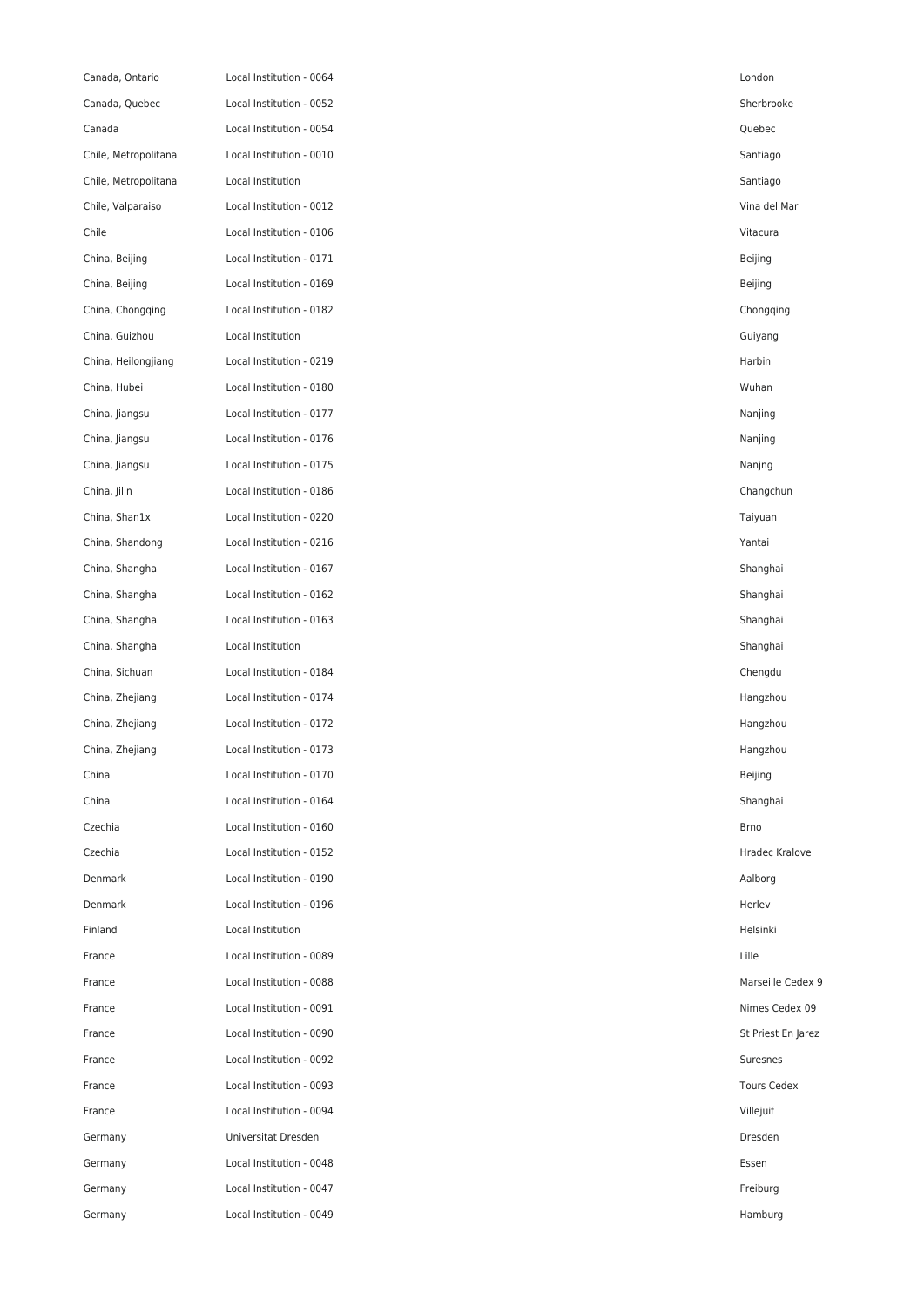| | | |
|---|---|---|
| Canada, Ontario | Local Institution - 0064 | London |
| Canada, Quebec | Local Institution - 0052 | Sherbrooke |
| Canada | Local Institution - 0054 | Quebec |
| Chile, Metropolitana | Local Institution - 0010 | Santiago |
| Chile, Metropolitana | Local Institution | Santiago |
| Chile, Valparaiso | Local Institution - 0012 | Vina del Mar |
| Chile | Local Institution - 0106 | Vitacura |
| China, Beijing | Local Institution - 0171 | Beijing |
| China, Beijing | Local Institution - 0169 | Beijing |
| China, Chongqing | Local Institution - 0182 | Chongqing |
| China, Guizhou | Local Institution | Guiyang |
| China, Heilongjiang | Local Institution - 0219 | Harbin |
| China, Hubei | Local Institution - 0180 | Wuhan |
| China, Jiangsu | Local Institution - 0177 | Nanjing |
| China, Jiangsu | Local Institution - 0176 | Nanjing |
| China, Jiangsu | Local Institution - 0175 | Nanjng |
| China, Jilin | Local Institution - 0186 | Changchun |
| China, Shan1xi | Local Institution - 0220 | Taiyuan |
| China, Shandong | Local Institution - 0216 | Yantai |
| China, Shanghai | Local Institution - 0167 | Shanghai |
| China, Shanghai | Local Institution - 0162 | Shanghai |
| China, Shanghai | Local Institution - 0163 | Shanghai |
| China, Shanghai | Local Institution | Shanghai |
| China, Sichuan | Local Institution - 0184 | Chengdu |
| China, Zhejiang | Local Institution - 0174 | Hangzhou |
| China, Zhejiang | Local Institution - 0172 | Hangzhou |
| China, Zhejiang | Local Institution - 0173 | Hangzhou |
| China | Local Institution - 0170 | Beijing |
| China | Local Institution - 0164 | Shanghai |
| Czechia | Local Institution - 0160 | Brno |
| Czechia | Local Institution - 0152 | Hradec Kralove |
| Denmark | Local Institution - 0190 | Aalborg |
| Denmark | Local Institution - 0196 | Herlev |
| Finland | Local Institution | Helsinki |
| France | Local Institution - 0089 | Lille |
| France | Local Institution - 0088 | Marseille Cedex 9 |
| France | Local Institution - 0091 | Nimes Cedex 09 |
| France | Local Institution - 0090 | St Priest En Jarez |
| France | Local Institution - 0092 | Suresnes |
| France | Local Institution - 0093 | Tours Cedex |
| France | Local Institution - 0094 | Villejuif |
| Germany | Universitat Dresden | Dresden |
| Germany | Local Institution - 0048 | Essen |
| Germany | Local Institution - 0047 | Freiburg |
| Germany | Local Institution - 0049 | Hamburg |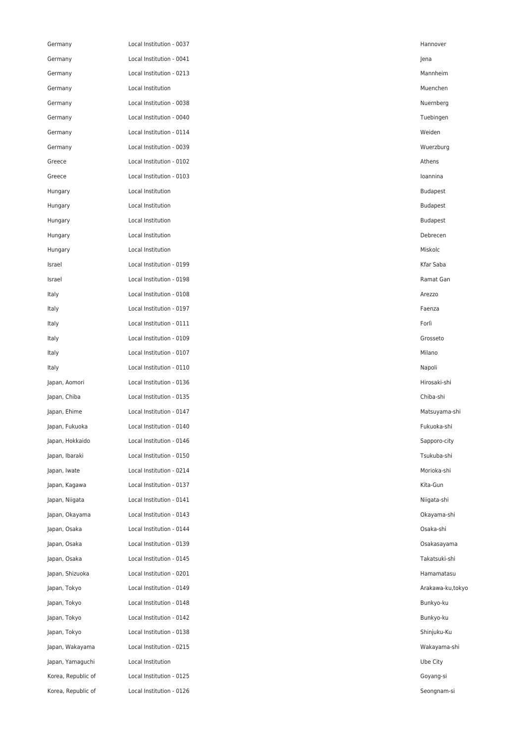| | | |
|---|---|---|
| Germany | Local Institution - 0037 | Hannover |
| Germany | Local Institution - 0041 | Jena |
| Germany | Local Institution - 0213 | Mannheim |
| Germany | Local Institution | Muenchen |
| Germany | Local Institution - 0038 | Nuernberg |
| Germany | Local Institution - 0040 | Tuebingen |
| Germany | Local Institution - 0114 | Weiden |
| Germany | Local Institution - 0039 | Wuerzburg |
| Greece | Local Institution - 0102 | Athens |
| Greece | Local Institution - 0103 | Ioannina |
| Hungary | Local Institution | Budapest |
| Hungary | Local Institution | Budapest |
| Hungary | Local Institution | Budapest |
| Hungary | Local Institution | Debrecen |
| Hungary | Local Institution | Miskolc |
| Israel | Local Institution - 0199 | Kfar Saba |
| Israel | Local Institution - 0198 | Ramat Gan |
| Italy | Local Institution - 0108 | Arezzo |
| Italy | Local Institution - 0197 | Faenza |
| Italy | Local Institution - 0111 | Forlì |
| Italy | Local Institution - 0109 | Grosseto |
| Italy | Local Institution - 0107 | Milano |
| Italy | Local Institution - 0110 | Napoli |
| Japan, Aomori | Local Institution - 0136 | Hirosaki-shi |
| Japan, Chiba | Local Institution - 0135 | Chiba-shi |
| Japan, Ehime | Local Institution - 0147 | Matsuyama-shi |
| Japan, Fukuoka | Local Institution - 0140 | Fukuoka-shi |
| Japan, Hokkaido | Local Institution - 0146 | Sapporo-city |
| Japan, Ibaraki | Local Institution - 0150 | Tsukuba-shi |
| Japan, Iwate | Local Institution - 0214 | Morioka-shi |
| Japan, Kagawa | Local Institution - 0137 | Kita-Gun |
| Japan, Niigata | Local Institution - 0141 | Niigata-shi |
| Japan, Okayama | Local Institution - 0143 | Okayama-shi |
| Japan, Osaka | Local Institution - 0144 | Osaka-shi |
| Japan, Osaka | Local Institution - 0139 | Osakasayama |
| Japan, Osaka | Local Institution - 0145 | Takatsuki-shi |
| Japan, Shizuoka | Local Institution - 0201 | Hamamatasu |
| Japan, Tokyo | Local Institution - 0149 | Arakawa-ku,tokyo |
| Japan, Tokyo | Local Institution - 0148 | Bunkyo-ku |
| Japan, Tokyo | Local Institution - 0142 | Bunkyo-ku |
| Japan, Tokyo | Local Institution - 0138 | Shinjuku-Ku |
| Japan, Wakayama | Local Institution - 0215 | Wakayama-shi |
| Japan, Yamaguchi | Local Institution | Ube City |
| Korea, Republic of | Local Institution - 0125 | Goyang-si |
| Korea, Republic of | Local Institution - 0126 | Seongnam-si |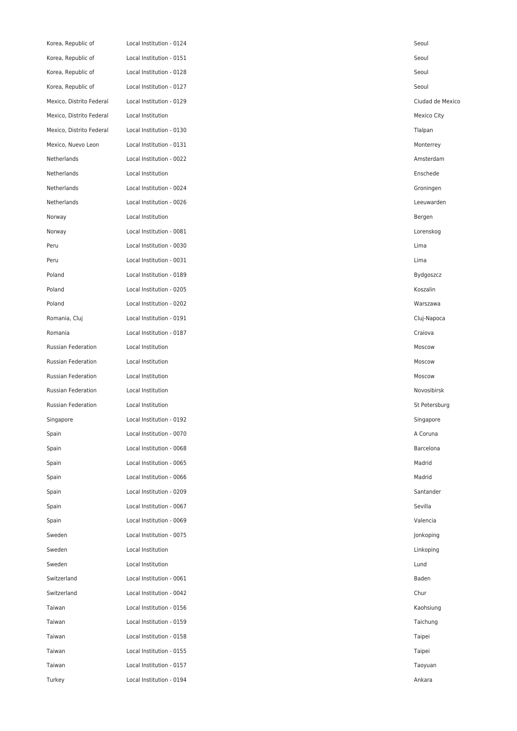| | | |
|---|---|---|
| Korea, Republic of | Local Institution - 0124 | Seoul |
| Korea, Republic of | Local Institution - 0151 | Seoul |
| Korea, Republic of | Local Institution - 0128 | Seoul |
| Korea, Republic of | Local Institution - 0127 | Seoul |
| Mexico, Distrito Federal | Local Institution - 0129 | Ciudad de Mexico |
| Mexico, Distrito Federal | Local Institution | Mexico City |
| Mexico, Distrito Federal | Local Institution - 0130 | Tlalpan |
| Mexico, Nuevo Leon | Local Institution - 0131 | Monterrey |
| Netherlands | Local Institution - 0022 | Amsterdam |
| Netherlands | Local Institution | Enschede |
| Netherlands | Local Institution - 0024 | Groningen |
| Netherlands | Local Institution - 0026 | Leeuwarden |
| Norway | Local Institution | Bergen |
| Norway | Local Institution - 0081 | Lorenskog |
| Peru | Local Institution - 0030 | Lima |
| Peru | Local Institution - 0031 | Lima |
| Poland | Local Institution - 0189 | Bydgoszcz |
| Poland | Local Institution - 0205 | Koszalin |
| Poland | Local Institution - 0202 | Warszawa |
| Romania, Cluj | Local Institution - 0191 | Cluj-Napoca |
| Romania | Local Institution - 0187 | Craiova |
| Russian Federation | Local Institution | Moscow |
| Russian Federation | Local Institution | Moscow |
| Russian Federation | Local Institution | Moscow |
| Russian Federation | Local Institution | Novosibirsk |
| Russian Federation | Local Institution | St Petersburg |
| Singapore | Local Institution - 0192 | Singapore |
| Spain | Local Institution - 0070 | A Coruna |
| Spain | Local Institution - 0068 | Barcelona |
| Spain | Local Institution - 0065 | Madrid |
| Spain | Local Institution - 0066 | Madrid |
| Spain | Local Institution - 0209 | Santander |
| Spain | Local Institution - 0067 | Sevilla |
| Spain | Local Institution - 0069 | Valencia |
| Sweden | Local Institution - 0075 | Jonkoping |
| Sweden | Local Institution | Linkoping |
| Sweden | Local Institution | Lund |
| Switzerland | Local Institution - 0061 | Baden |
| Switzerland | Local Institution - 0042 | Chur |
| Taiwan | Local Institution - 0156 | Kaohsiung |
| Taiwan | Local Institution - 0159 | Taichung |
| Taiwan | Local Institution - 0158 | Taipei |
| Taiwan | Local Institution - 0155 | Taipei |
| Taiwan | Local Institution - 0157 | Taoyuan |
| Turkey | Local Institution - 0194 | Ankara |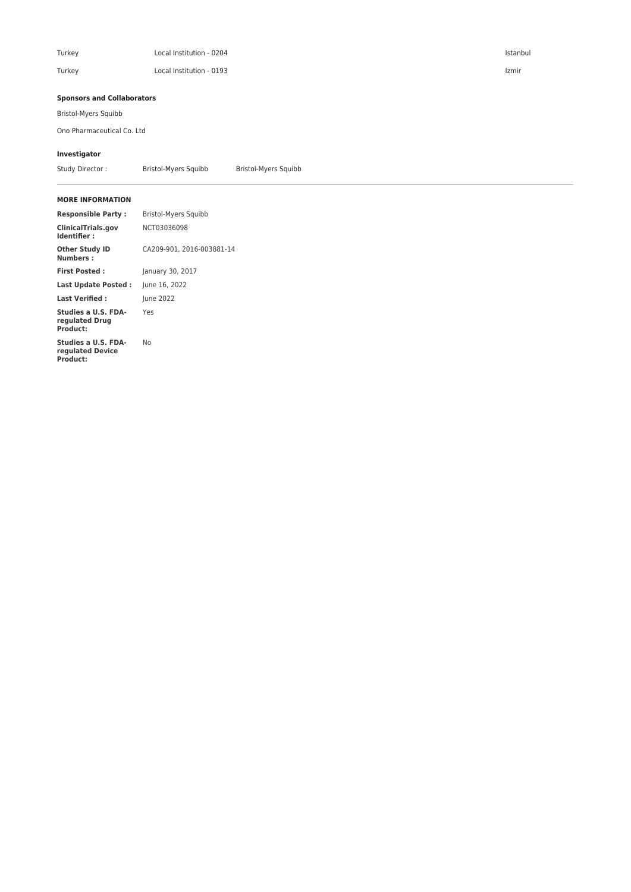| | | |
|---|---|---|
| Turkey | Local Institution - 0204 | Istanbul |
| Turkey | Local Institution - 0193 | Izmir |

**Sponsors and Collaborators**

Bristol-Myers Squibb

Ono Pharmaceutical Co. Ltd

**Investigator**

| | | |
|---|---|---|
| Study Director : | Bristol-Myers Squibb | Bristol-Myers Squibb |

**MORE INFORMATION**

| | |
|---|---|
| **Responsible Party :** | Bristol-Myers Squibb |
| **ClinicalTrials.gov Identifier :** | NCT03036098 |
| **Other Study ID Numbers :** | CA209-901, 2016-003881-14 |
| **First Posted :** | January 30, 2017 |
| **Last Update Posted :** | June 16, 2022 |
| **Last Verified :** | June 2022 |
| **Studies a U.S. FDA-regulated Drug Product:** | Yes |
| **Studies a U.S. FDA-regulated Device Product:** | No |